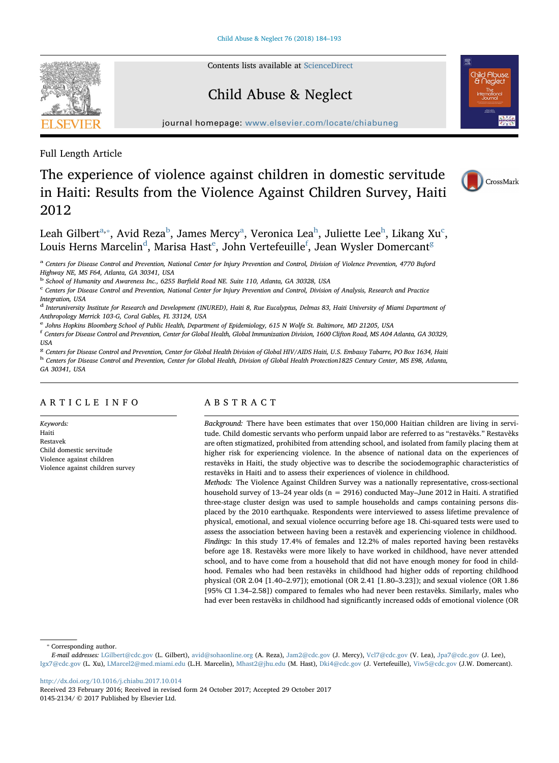Full Length Article

# The experience of violence against children in domestic servitude in Haiti: Results from the Violence Against Children Survey, Haiti 2012

Leah Gilbert[a,*], Avid Reza[b], James Mercy[a], Veronica Lea[h], Juliette Lee[h], Likang Xu[c], Louis Herns Marcelin[d], Marisa Hast[e], John Vertefeuille[f], Jean Wysler Domercant[g]

[a] Centers for Disease Control and Prevention, National Center for Injury Prevention and Control, Division of Violence Prevention, 4770 Buford Highway NE, MS F64, Atlanta, GA 30341, USA

[b] School of Humanity and Awareness Inc., 6255 Barfield Road NE. Suite 110, Atlanta, GA 30328, USA

[c] Centers for Disease Control and Prevention, National Center for Injury Prevention and Control, Division of Analysis, Research and Practice Integration, USA

[d] Interuniversity Institute for Research and Development (INURED), Haiti 8, Rue Eucalyptus, Delmas 83, Haiti University of Miami Department of Anthropology Merrick 103-G, Coral Gables, FL 33124, USA

[e] Johns Hopkins Bloomberg School of Public Health, Department of Epidemiology, 615 N Wolfe St. Baltimore, MD 21205, USA

[f] Centers for Disease Control and Prevention, Center for Global Health, Global Immunization Division, 1600 Clifton Road, MS A04 Atlanta, GA 30329, USA

[g] Centers for Disease Control and Prevention, Center for Global Health Division of Global HIV/AIDS Haiti, U.S. Embassy Tabarre, PO Box 1634, Haiti

[h] Centers for Disease Control and Prevention, Center for Global Health, Division of Global Health Protection1825 Century Center, MS E98, Atlanta, GA 30341, USA

## ARTICLE INFO

*Keywords:*
Haiti
Restavek
Child domestic servitude
Violence against children
Violence against children survey

## ABSTRACT

*Background:* There have been estimates that over 150,000 Haitian children are living in servitude. Child domestic servants who perform unpaid labor are referred to as "restavèks." Restavèks are often stigmatized, prohibited from attending school, and isolated from family placing them at higher risk for experiencing violence. In the absence of national data on the experiences of restavèks in Haiti, the study objective was to describe the sociodemographic characteristics of restavèks in Haiti and to assess their experiences of violence in childhood.

*Methods:* The Violence Against Children Survey was a nationally representative, cross-sectional household survey of 13–24 year olds (n = 2916) conducted May–June 2012 in Haiti. A stratified three-stage cluster design was used to sample households and camps containing persons displaced by the 2010 earthquake. Respondents were interviewed to assess lifetime prevalence of physical, emotional, and sexual violence occurring before age 18. Chi-squared tests were used to assess the association between having been a restavèk and experiencing violence in childhood.

*Findings:* In this study 17.4% of females and 12.2% of males reported having been restavèks before age 18. Restavèks were more likely to have worked in childhood, have never attended school, and to have come from a household that did not have enough money for food in childhood. Females who had been restavèks in childhood had higher odds of reporting childhood physical (OR 2.04 [1.40–2.97]); emotional (OR 2.41 [1.80–3.23]); and sexual violence (OR 1.86 [95% CI 1.34–2.58]) compared to females who had never been restavèks. Similarly, males who had ever been restavèks in childhood had significantly increased odds of emotional violence (OR

---

* Corresponding author.

*E-mail addresses:* LGilbert@cdc.gov (L. Gilbert), avid@sohaonline.org (A. Reza), Jam2@cdc.gov (J. Mercy), Vcl7@cdc.gov (V. Lea), Jpa7@cdc.gov (J. Lee), Igx7@cdc.gov (L. Xu), LMarcel2@med.miami.edu (L.H. Marcelin), Mhast2@jhu.edu (M. Hast), Dki4@cdc.gov (J. Vertefeuille), Viw5@cdc.gov (J.W. Domercant).

http://dx.doi.org/10.1016/j.chiabu.2017.10.014
Received 23 February 2016; Received in revised form 24 October 2017; Accepted 29 October 2017
0145-2134/ © 2017 Published by Elsevier Ltd.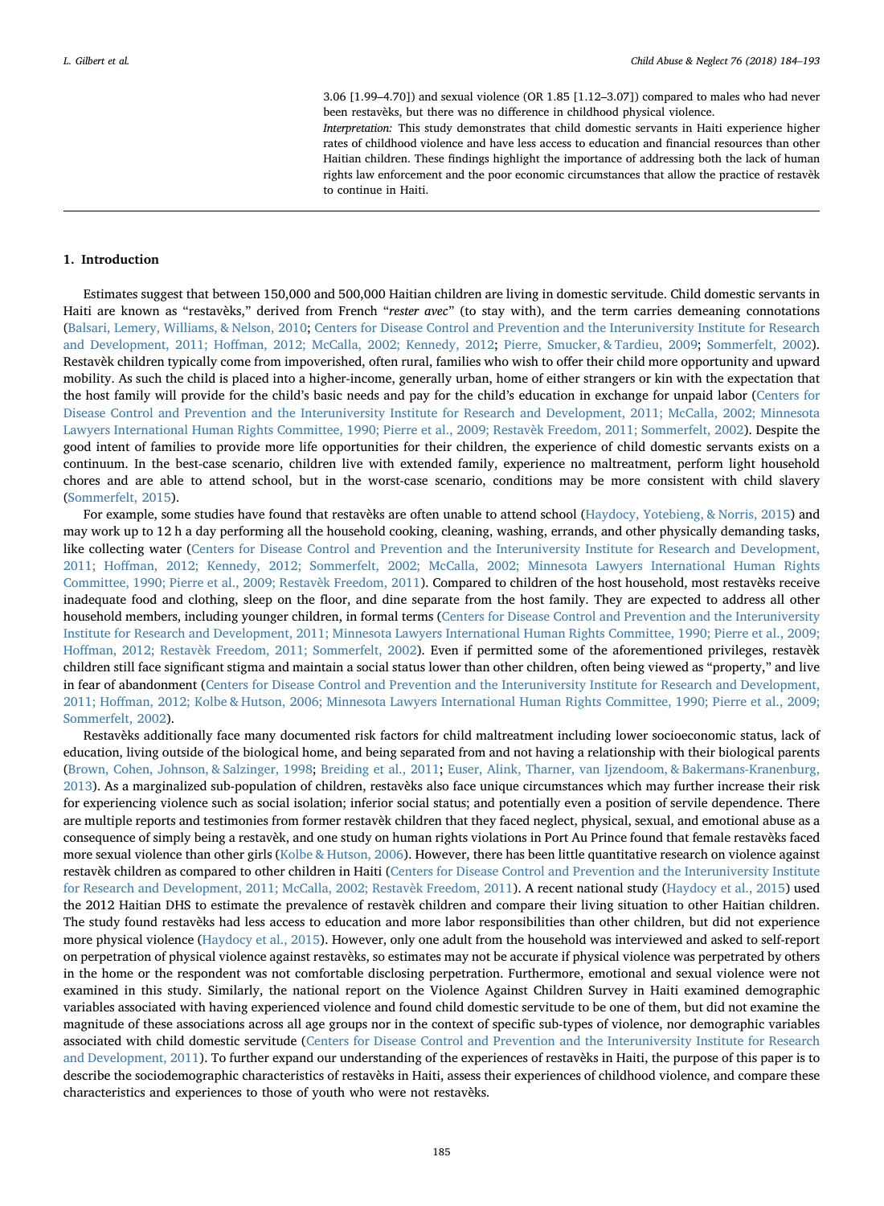3.06 [1.99–4.70]) and sexual violence (OR 1.85 [1.12–3.07]) compared to males who had never been restavèks, but there was no difference in childhood physical violence.

*Interpretation:* This study demonstrates that child domestic servants in Haiti experience higher rates of childhood violence and have less access to education and financial resources than other Haitian children. These findings highlight the importance of addressing both the lack of human rights law enforcement and the poor economic circumstances that allow the practice of restavèk to continue in Haiti.

## 1. Introduction

Estimates suggest that between 150,000 and 500,000 Haitian children are living in domestic servitude. Child domestic servants in Haiti are known as "restavèks," derived from French "*rester avec*" (to stay with), and the term carries demeaning connotations (Balsari, Lemery, Williams, & Nelson, 2010; Centers for Disease Control and Prevention and the Interuniversity Institute for Research and Development, 2011; Hoffman, 2012; McCalla, 2002; Kennedy, 2012; Pierre, Smucker, & Tardieu, 2009; Sommerfelt, 2002). Restavèk children typically come from impoverished, often rural, families who wish to offer their child more opportunity and upward mobility. As such the child is placed into a higher-income, generally urban, home of either strangers or kin with the expectation that the host family will provide for the child's basic needs and pay for the child's education in exchange for unpaid labor (Centers for Disease Control and Prevention and the Interuniversity Institute for Research and Development, 2011; McCalla, 2002; Minnesota Lawyers International Human Rights Committee, 1990; Pierre et al., 2009; Restavèk Freedom, 2011; Sommerfelt, 2002). Despite the good intent of families to provide more life opportunities for their children, the experience of child domestic servants exists on a continuum. In the best-case scenario, children live with extended family, experience no maltreatment, perform light household chores and are able to attend school, but in the worst-case scenario, conditions may be more consistent with child slavery (Sommerfelt, 2015).

For example, some studies have found that restavèks are often unable to attend school (Haydocy, Yotebieng, & Norris, 2015) and may work up to 12 h a day performing all the household cooking, cleaning, washing, errands, and other physically demanding tasks, like collecting water (Centers for Disease Control and Prevention and the Interuniversity Institute for Research and Development, 2011; Hoffman, 2012; Kennedy, 2012; Sommerfelt, 2002; McCalla, 2002; Minnesota Lawyers International Human Rights Committee, 1990; Pierre et al., 2009; Restavèk Freedom, 2011). Compared to children of the host household, most restavèks receive inadequate food and clothing, sleep on the floor, and dine separate from the host family. They are expected to address all other household members, including younger children, in formal terms (Centers for Disease Control and Prevention and the Interuniversity Institute for Research and Development, 2011; Minnesota Lawyers International Human Rights Committee, 1990; Pierre et al., 2009; Hoffman, 2012; Restavèk Freedom, 2011; Sommerfelt, 2002). Even if permitted some of the aforementioned privileges, restavèk children still face significant stigma and maintain a social status lower than other children, often being viewed as "property," and live in fear of abandonment (Centers for Disease Control and Prevention and the Interuniversity Institute for Research and Development, 2011; Hoffman, 2012; Kolbe & Hutson, 2006; Minnesota Lawyers International Human Rights Committee, 1990; Pierre et al., 2009; Sommerfelt, 2002).

Restavèks additionally face many documented risk factors for child maltreatment including lower socioeconomic status, lack of education, living outside of the biological home, and being separated from and not having a relationship with their biological parents (Brown, Cohen, Johnson, & Salzinger, 1998; Breiding et al., 2011; Euser, Alink, Tharner, van Ijzendoom, & Bakermans-Kranenburg, 2013). As a marginalized sub-population of children, restavèks also face unique circumstances which may further increase their risk for experiencing violence such as social isolation; inferior social status; and potentially even a position of servile dependence. There are multiple reports and testimonies from former restavèk children that they faced neglect, physical, sexual, and emotional abuse as a consequence of simply being a restavèk, and one study on human rights violations in Port Au Prince found that female restavèks faced more sexual violence than other girls (Kolbe & Hutson, 2006). However, there has been little quantitative research on violence against restavèk children as compared to other children in Haiti (Centers for Disease Control and Prevention and the Interuniversity Institute for Research and Development, 2011; McCalla, 2002; Restavèk Freedom, 2011). A recent national study (Haydocy et al., 2015) used the 2012 Haitian DHS to estimate the prevalence of restavèk children and compare their living situation to other Haitian children. The study found restavèks had less access to education and more labor responsibilities than other children, but did not experience more physical violence (Haydocy et al., 2015). However, only one adult from the household was interviewed and asked to self-report on perpetration of physical violence against restavèks, so estimates may not be accurate if physical violence was perpetrated by others in the home or the respondent was not comfortable disclosing perpetration. Furthermore, emotional and sexual violence were not examined in this study. Similarly, the national report on the Violence Against Children Survey in Haiti examined demographic variables associated with having experienced violence and found child domestic servitude to be one of them, but did not examine the magnitude of these associations across all age groups nor in the context of specific sub-types of violence, nor demographic variables associated with child domestic servitude (Centers for Disease Control and Prevention and the Interuniversity Institute for Research and Development, 2011). To further expand our understanding of the experiences of restavèks in Haiti, the purpose of this paper is to describe the sociodemographic characteristics of restavèks in Haiti, assess their experiences of childhood violence, and compare these characteristics and experiences to those of youth who were not restavèks.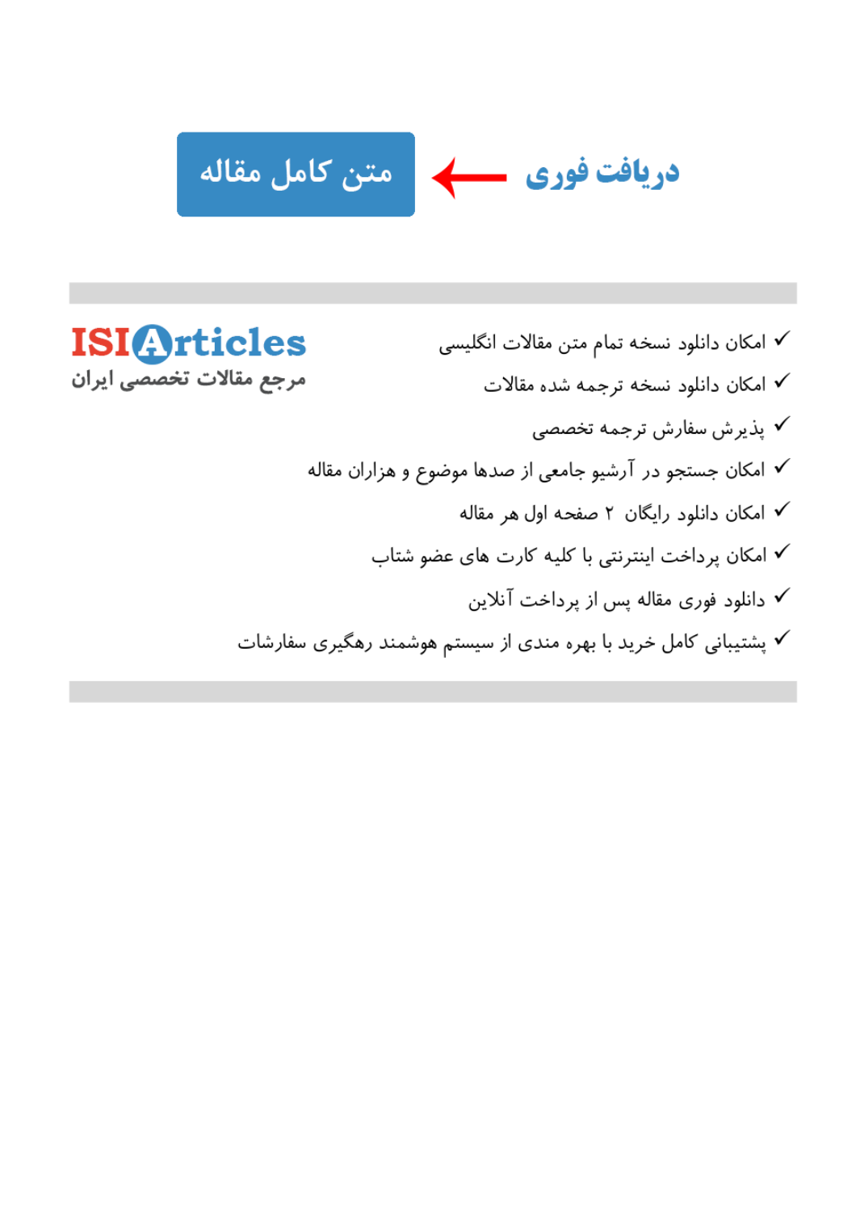دریافت فوری ← **متن کامل مقاله**

**ISIArticles**
مرجع مقالات تخصصی ایران

- ✓ امکان دانلود نسخه تمام متن مقالات انگلیسی
- ✓ امکان دانلود نسخه ترجمه شده مقالات
- ✓ پذیرش سفارش ترجمه تخصصی
- ✓ امکان جستجو در آرشیو جامعی از صدها موضوع و هزاران مقاله
- ✓ امکان دانلود رایگان ۲ صفحه اول هر مقاله
- ✓ امکان پرداخت اینترنتی با کلیه کارت های عضو شتاب
- ✓ دانلود فوری مقاله پس از پرداخت آنلاین
- ✓ پشتیبانی کامل خرید با بهره مندی از سیستم هوشمند رهگیری سفارشات